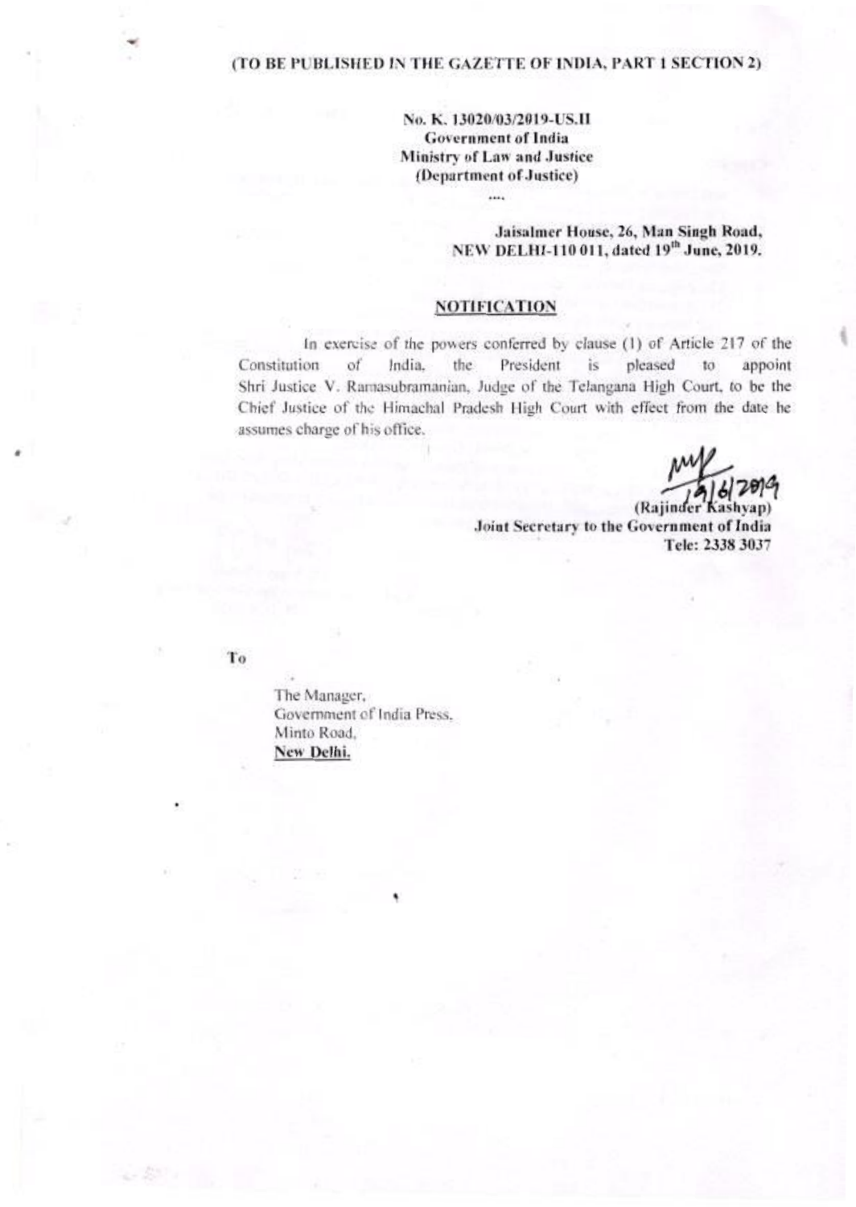**(TO BE PUBLISHED IN THE GAZETTE OF INDIA, PART 1 SECTION 2)**

**No. K. 13020/03/2019-US.II**
**Government of India**
**Ministry of Law and Justice**
**(Department of Justice)**

....

**Jaisalmer House, 26, Man Singh Road,**
**NEW DELHI-110 011, dated 19th June, 2019.**

## NOTIFICATION

In exercise of the powers conferred by clause (1) of Article 217 of the Constitution of India, the President is pleased to appoint Shri Justice V. Ramasubramanian, Judge of the Telangana High Court, to be the Chief Justice of the Himachal Pradesh High Court with effect from the date he assumes charge of his office.

19/6/2019
(Rajinder Kashyap)
**Joint Secretary to the Government of India**
**Tele: 2338 3037**

To

The Manager,
Government of India Press,
Minto Road,
**New Delhi.**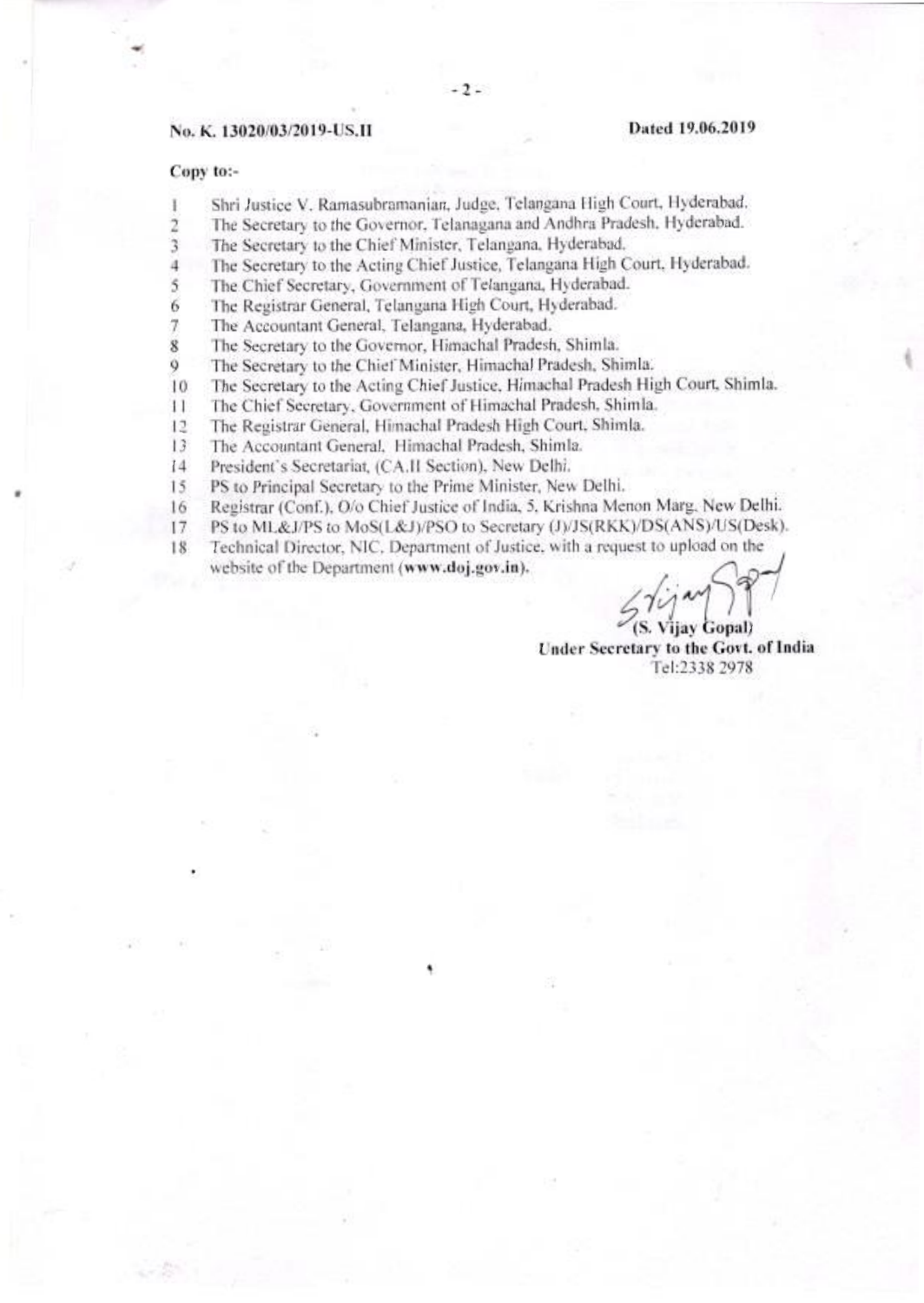**No. K. 13020/03/2019-US.II** **Dated 19.06.2019**

**Copy to:-**

1. Shri Justice V. Ramasubramanian, Judge, Telangana High Court, Hyderabad.
2. The Secretary to the Governor, Telanagana and Andhra Pradesh, Hyderabad.
3. The Secretary to the Chief Minister, Telangana, Hyderabad.
4. The Secretary to the Acting Chief Justice, Telangana High Court, Hyderabad.
5. The Chief Secretary, Government of Telangana, Hyderabad.
6. The Registrar General, Telangana High Court, Hyderabad.
7. The Accountant General, Telangana, Hyderabad.
8. The Secretary to the Governor, Himachal Pradesh, Shimla.
9. The Secretary to the Chief Minister, Himachal Pradesh, Shimla.
10. The Secretary to the Acting Chief Justice, Himachal Pradesh High Court, Shimla.
11. The Chief Secretary, Government of Himachal Pradesh, Shimla.
12. The Registrar General, Himachal Pradesh High Court, Shimla.
13. The Accountant General, Himachal Pradesh, Shimla.
14. President's Secretariat, (CA.II Section), New Delhi.
15. PS to Principal Secretary to the Prime Minister, New Delhi.
16. Registrar (Conf.), O/o Chief Justice of India, 5, Krishna Menon Marg, New Delhi.
17. PS to ML&J/PS to MoS(L&J)/PSO to Secretary (J)/JS(RKK)/DS(ANS)/US(Desk).
18. Technical Director, NIC, Department of Justice, with a request to upload on the website of the Department (**www.doj.gov.in**).

(S. Vijay Gopal)
**Under Secretary to the Govt. of India**
Tel:2338 2978